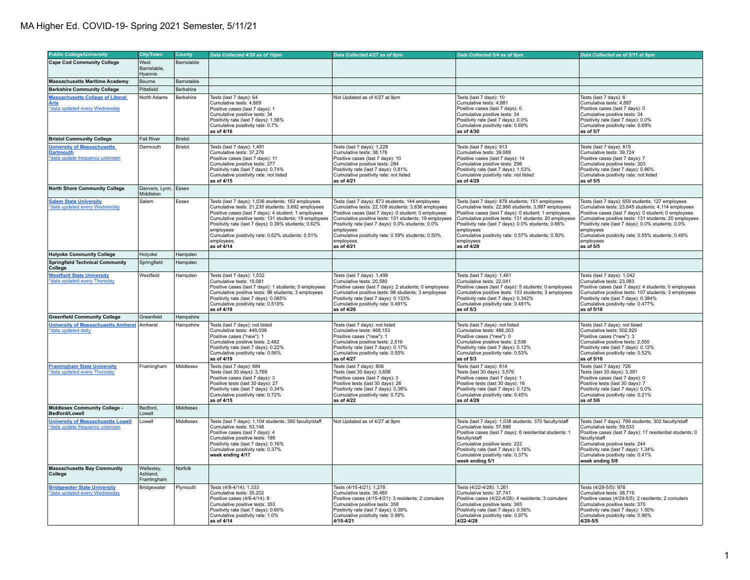# MA Higher Ed. COVID-19- Spring 2021 Semester, 5/11/21

| Public College/University | City/Town | County | Data Collected 4/20 as of 10pm | Data Collected 4/27 as of 9pm | Data Collected 5/4 as of 9pm | Data Collected as of 5/11 at 9pm |
|---|---|---|---|---|---|---|
| **Cape Cod Community College** | West Barnstable, Hyannis | Barnstable | | | | |
| **Massachusetts Maritime Academy** | Bourne | Barnstable | | | | |
| **Berkshire Community College** | Pittsfield | Berkshire | | | | |
| **Massachusetts College of Liberal Arts**<br>*data updated every Wednesday | North Adams | Berkshire | Tests (last 7 days): 64<br>Cumulative tests: 4,869<br>Positive cases (last 7 days): 1<br>Cumulative positive tests: 34<br>Positivity rate (last 7 days): 1.56%<br>Cumulative positivity rate: 0.7%<br>**as of 4/16** | Not Updated as of 4/27 at 9pm | Tests (last 7 days): 10<br>Cumulative tests: 4,881<br>Positive cases (last 7 days): 0<br>Cumulative positive tests: 34<br>Positivity rate (last 7 days): 0.0%<br>Cumulative positivity rate: 0.69%<br>**as of 4/30** | Tests (last 7 days): 6<br>Cumulative tests: 4,887<br>Positive cases (last 7 days): 0<br>Cumulative positive tests: 34<br>Positivity rate (last 7 days): 0.0%<br>Cumulative positivity rate: 0.69%<br>**as of 5/7** |
| **Bristol Community College** | Fall River | Bristol | | | | |
| **University of Massachusetts Dartmouth**<br>*data update frequency unknown | Darmouth | Bristol | Tests (last 7 days): 1,491<br>Cumulative tests: 37,276<br>Positive cases (last 7 days): 11<br>Cumulative positive tests: 277<br>Positivity rate (last 7 days): 0.74%<br>Cumulative positivity rate: not listed<br>**as of 4/15** | Tests (last 7 days): 1,228<br>Cumulative tests: 38,176<br>Positive cases (last 7 days): 10<br>Cumulative positive tests: 284<br>Positivity rate (last 7 days): 0.81%<br>Cumulative positivity rate: not listed<br>**as of 4/21** | Tests (last 7 days): 913<br>Cumulative tests: 39,089<br>Positive cases (last 7 days): 14<br>Cumulative positive tests: 298<br>Positivity rate (last 7 days): 1.53%<br>Cumulative positivity rate: not listed<br>**as of 4/29** | Tests (last 7 days): 815<br>Cumulative tests: 39,724<br>Positive cases (last 7 days): 7<br>Cumulative positive tests: 303<br>Positivity rate (last 7 days): 0.86%<br>Cumulative positivity rate: not listed<br>**as of 5/5** |
| **North Shore Community College** | Danvers, Lynn, Middleton | Essex | | | | |
| **Salem State University**<br>*data updated every Wednesday | Salem | Essex | Tests (last 7 days): 1,036 students; 162 employees<br>Cumulative tests: 21,235 students; 3,692 employees<br>Positive cases (last 7 days): 4 student; 1 employees<br>Cumulative positive tests: 131 students; 19 employees<br>Positivity rate (last 7 days): 0.39% students; 0.62% employees<br>Cumulative positivity rate: 0.62% students; 0.51% employees<br>**as of 4/14** | Tests (last 7 days): 873 students; 144 employees<br>Cumulative tests: 22,108 students; 3,836 employees<br>Positive cases (last 7 days): 0 student; 0 employees<br>Cumulative positive tests: 131 students; 19 employees<br>Positivity rate (last 7 days): 0.0% students; 0.0% employees<br>Cumulative positivity rate: 0.59% students; 0.50% employees<br>**as of 4/21** | Tests (last 7 days): 878 students; 151 employees<br>Cumulative tests: 22,986 students; 3,987 employees<br>Positive cases (last 7 days): 0 student; 1 employees<br>Cumulative positive tests: 131 students; 20 employees<br>Positivity rate (last 7 days): 0.0% students; 0.66% employees<br>Cumulative positivity rate: 0.57% students; 0.50% employees<br>**as of 4/28** | Tests (last 7 days): 659 students; 127 employees<br>Cumulative tests: 23,645 students; 4,114 employees<br>Positive cases (last 7 days): 0 student; 0 employees<br>Cumulative positive tests: 131 students; 20 employees<br>Positivity rate (last 7 days): 0.0% students; 0.0% employees<br>Cumulative positivity rate: 0.55% students; 0.49% employees<br>**as of 5/5** |
| **Holyoke Community College** | Holyoke | Hampden | | | | |
| **Springfield Technical Community College** | Springfield | Hampden | | | | |
| **Westfield State University**<br>*data updated every Thursday | Westfield | Hampden | Tests (last 7 days): 1,532<br>Cumulative tests: 19,081<br>Positive cases (last 7 days): 1 students; 0 employees<br>Cumulative positive tests: 96 students; 3 employees<br>Positivity rate (last 7 days): 0.065%<br>Cumulative positivity rate: 0.519%<br>**as of 4/19** | Tests (last 7 days): 1,499<br>Cumulative tests: 20,580<br>Positive cases (last 7 days): 2 students; 0 employees<br>Cumulative positive tests: 98 students; 3 employees<br>Positivity rate (last 7 days): 0.133%<br>Cumulative positivity rate: 0.491%<br>**as of 4/26** | Tests (last 7 days): 1,461<br>Cumulative tests: 22,041<br>Positive cases (last 7 days): 5 students; 0 employees<br>Cumulative positive tests: 103 students; 3 employees<br>Positivity rate (last 7 days): 0.342%<br>Cumulative positivity rate: 0.481%<br>**as of 5/3** | Tests (last 7 days): 1,042<br>Cumulative tests: 23,083<br>Positive cases (last 7 days): 4 students; 0 employees<br>Cumulative positive tests: 107 students; 3 employees<br>Positivity rate (last 7 days): 0.384%<br>Cumulative positivity rate: 0.477%<br>**as of 5/10** |
| **Greenfield Community College** | Greenfield | Hampshire | | | | |
| **University of Massachusetts Amherst**<br>*data updated daily | Amherst | Hampshire | Tests (last 7 days): not listed<br>Cumulative tests: 449,038<br>Positive cases ("new"): 1<br>Cumulative positive tests: 2,482<br>Positivity rate (last 7 days): 0.22%<br>Cumulative positivity rate: 0.56%<br>**as of 4/19** | Tests (last 7 days): not listed<br>Cumulative tests: 468,153<br>Positive cases ("new"): 1<br>Cumulative positive tests: 2,516<br>Positivity rate (last 7 days): 0.17%<br>Cumulative positivity rate: 0.55%<br>**as of 4/27** | Tests (last 7 days): not listed<br>Cumulative tests: 486,303<br>Positive cases ("new"): 0<br>Cumulative positive tests: 2,536<br>Positivity rate (last 7 days): 0.12%<br>Cumulative positivity rate: 0.53%<br>**as of 5/3** | Tests (last 7 days): not listed<br>Cumulative tests: 502,920<br>Positive cases ("new"): 3<br>Cumulative positive tests: 2,555<br>Positivity rate (last 7 days): 0.12%<br>Cumulative positivity rate: 0.52%<br>**as of 5/10** |
| **Framingham State University**<br>*data updated every Thursday | Framingham | Middlesex | Tests (last 7 days): 884<br>Tests (last 30 days): 3,768<br>Positive cases (last 7 days): 3<br>Positive tests (last 30 days): 27<br>Positivity rate (last 7 days): 0.34%<br>Cumulative positivity rate: 0.72%<br>**as of 4/15** | Tests (last 7 days): 806<br>Tests (last 30 days): 3,658<br>Positive cases (last 7 days): 3<br>Positive tests (last 30 days): 26<br>Positivity rate (last 7 days): 0.38%<br>Cumulative positivity rate: 0.72%<br>**as of 4/22** | Tests (last 7 days): 814<br>Tests (last 30 days): 3,576<br>Positive cases (last 7 days): 1<br>Positive tests (last 30 days): 16<br>Positivity rate (last 7 days): 0.12%<br>Cumulative positivity rate: 0.45%<br>**as of 4/29** | Tests (last 7 days): 726<br>Tests (last 30 days): 3,391<br>Positive cases (last 7 days): 0<br>Positive tests (last 30 days): 7<br>Positivity rate (last 7 days): 0.0%<br>Cumulative positivity rate: 0.21%<br>**as of 5/6** |
| **Middlesex Community College - Bedford/Lowell** | Bedford, Lowell | Middlesex | | | | |
| **University of Massachusetts Lowell**<br>*data update frequency unknown | Lowell | Middlesex | Tests (last 7 days): 1,104 students; 390 faculty/staff<br>Cumulative tests: 53,148<br>Positive cases (last 7 days): 4<br>Cumulative positive tests: 199<br>Positivity rate (last 7 days): 0.16%<br>Cumulative positivity rate: 0.37%<br>**week ending 4/17** | Not Updated as of 4/27 at 9pm | Tests (last 7 days): 1,038 students; 370 faculty/staff<br>Cumulative tests: 57,886<br>Positive cases (last 7 days): 6 residential students; 1 faculty/staff<br>Cumulative positive tests: 222<br>Positivity rate (last 7 days): 0.16%<br>Cumulative positivity rate: 0.37%<br>**week ending 5/1** | Tests (last 7 days): 799 students; 302 faculty/staff<br>Cumulative tests: 59,533<br>Positive cases (last 7 days): 17 residential students; 0 faculty/staff<br>Cumulative positive tests: 244<br>Positivity rate (last 7 days): 1.34%<br>Cumulative positivity rate: 0.41%<br>**week ending 5/8** |
| **Massachusetts Bay Community College** | Wellesley, Ashland, Framingham | Norfolk | | | | |
| **Bridgewater State University**<br>*data updated every Wednesday | Bridgewater | Plymouth | Tests (4/8-4/14): 1,333<br>Cumulative tests: 35,202<br>Positive cases (4/8-4/14): 8<br>Cumulative positive tests: 353<br>Positivity rate (last 7 days): 0.60%<br>Cumulative positivity rate: 1.0%<br>**as of 4/14** | Tests (4/15-4/21): 1,278<br>Cumulative tests: 36,480<br>Positive cases (4/15-4/21): 3 residents; 2 comuters<br>Cumulative positive tests: 358<br>Positivity rate (last 7 days): 0.39%<br>Cumulative positivity rate: 0.98%<br>**4/15-4/21** | Tests (4/22-4/28): 1,261<br>Cumulative tests: 37,741<br>Positive cases (4/22-4/28): 4 residents; 3 comuters<br>Cumulative positive tests: 365<br>Positivity rate (last 7 days): 0.56%<br>Cumulative positivity rate: 0.97%<br>**4/22-4/28** | Tests (4/29-5/5): 978<br>Cumulative tests: 38,719<br>Positive cases (4/29-5/5): 2 residents; 2 comuters<br>Cumulative positive tests: 370<br>Positivity rate (last 7 days): 1.50%<br>Cumulative positivity rate: 0.96%<br>**4/29-5/5** |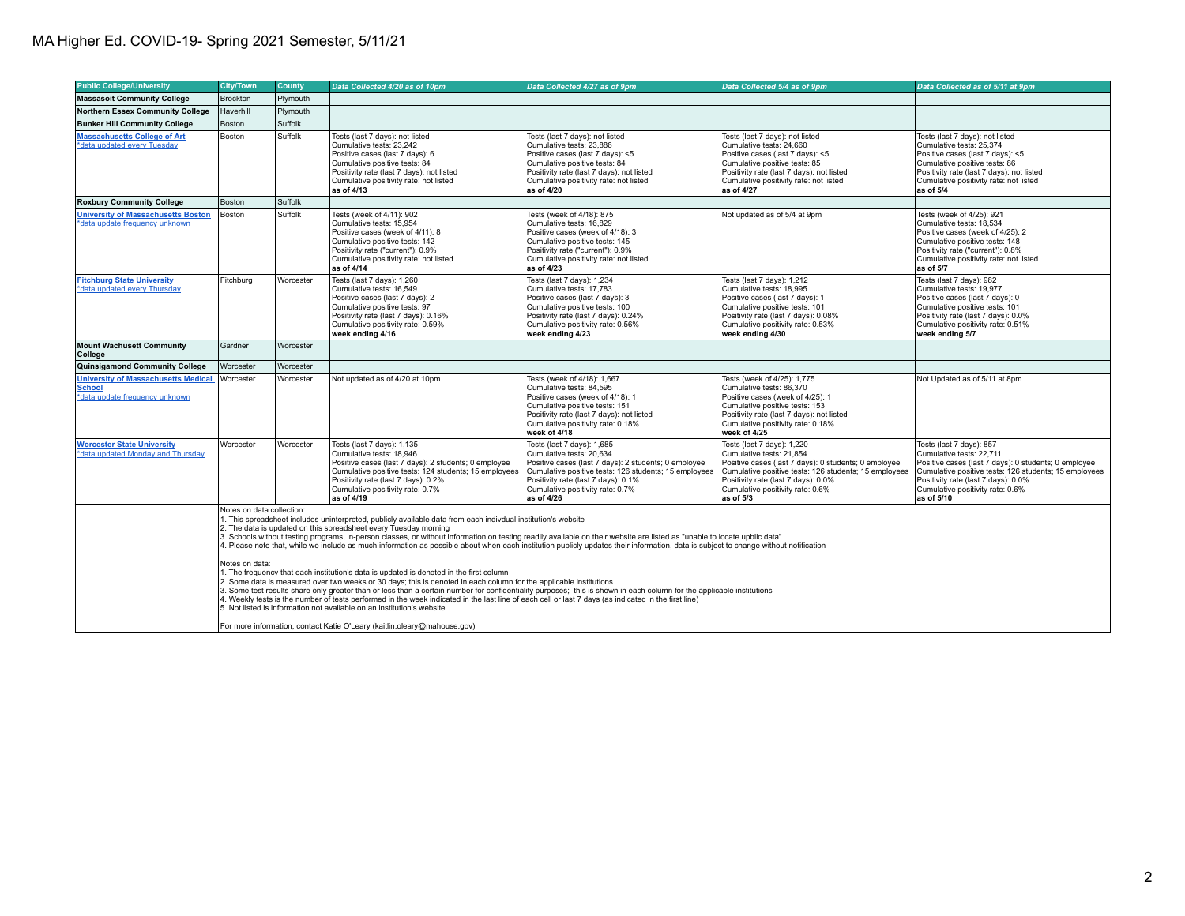# MA Higher Ed. COVID-19- Spring 2021 Semester, 5/11/21

| Public College/University | City/Town | County | Data Collected 4/20 as of 10pm | Data Collected 4/27 as of 9pm | Data Collected 5/4 as of 9pm | Data Collected as of 5/11 at 9pm |
|---|---|---|---|---|---|---|
| **Massasoit Community College** | Brockton | Plymouth | | | | |
| **Northern Essex Community College** | Haverhill | Plymouth | | | | |
| **Bunker Hill Community College** | Boston | Suffolk | | | | |
| **Massachusetts College of Art** *data updated every Tuesday | Boston | Suffolk | Tests (last 7 days): not listed<br>Cumulative tests: 23,242<br>Positive cases (last 7 days): 6<br>Cumulative positive tests: 84<br>Positivity rate (last 7 days): not listed<br>Cumulative positivity rate: not listed<br>**as of 4/13** | Tests (last 7 days): not listed<br>Cumulative tests: 23,886<br>Positive cases (last 7 days): <5<br>Cumulative positive tests: 84<br>Positivity rate (last 7 days): not listed<br>Cumulative positivity rate: not listed<br>**as of 4/20** | Tests (last 7 days): not listed<br>Cumulative tests: 24,660<br>Positive cases (last 7 days): <5<br>Cumulative positive tests: 85<br>Positivity rate (last 7 days): not listed<br>Cumulative positivity rate: not listed<br>**as of 4/27** | Tests (last 7 days): not listed<br>Cumulative tests: 25,374<br>Positive cases (last 7 days): <5<br>Cumulative positive tests: 86<br>Positivity rate (last 7 days): not listed<br>Cumulative positivity rate: not listed<br>**as of 5/4** |
| **Roxbury Community College** | Boston | Suffolk | | | | |
| **University of Massachusetts Boston** *data update frequency unknown | Boston | Suffolk | Tests (week of 4/11): 902<br>Cumulative tests: 15,954<br>Positive cases (week of 4/11): 8<br>Cumulative positive tests: 142<br>Positivity rate ("current"): 0.9%<br>Cumulative positivity rate: not listed<br>**as of 4/14** | Tests (week of 4/18): 875<br>Cumulative tests: 16,829<br>Positive cases (week of 4/18): 3<br>Cumulative positive tests: 145<br>Positivity rate ("current"): 0.9%<br>Cumulative positivity rate: not listed<br>**as of 4/23** | Not updated as of 5/4 at 9pm | Tests (week of 4/25): 921<br>Cumulative tests: 18,534<br>Positive cases (week of 4/25): 2<br>Cumulative positive tests: 148<br>Positivity rate ("current"): 0.8%<br>Cumulative positivity rate: not listed<br>**as of 5/7** |
| **Fitchburg State University** *data updated every Thursday | Fitchburg | Worcester | Tests (last 7 days): 1,260<br>Cumulative tests: 16,549<br>Positive cases (last 7 days): 2<br>Cumulative positive tests: 97<br>Positivity rate (last 7 days): 0.16%<br>Cumulative positivity rate: 0.59%<br>**week ending 4/16** | Tests (last 7 days): 1,234<br>Cumulative tests: 17,783<br>Positive cases (last 7 days): 3<br>Cumulative positive tests: 100<br>Positivity rate (last 7 days): 0.24%<br>Cumulative positivity rate: 0.56%<br>**week ending 4/23** | Tests (last 7 days): 1,212<br>Cumulative tests: 18,995<br>Positive cases (last 7 days): 1<br>Cumulative positive tests: 101<br>Positivity rate (last 7 days): 0.08%<br>Cumulative positivity rate: 0.53%<br>**week ending 4/30** | Tests (last 7 days): 982<br>Cumulative tests: 19,977<br>Positive cases (last 7 days): 0<br>Cumulative positive tests: 101<br>Positivity rate (last 7 days): 0.0%<br>Cumulative positivity rate: 0.51%<br>**week ending 5/7** |
| **Mount Wachusett Community College** | Gardner | Worcester | | | | |
| **Quinsigamond Community College** | Worcester | Worcester | | | | |
| **University of Massachusetts Medical School** *data update frequency unknown | Worcester | Worcester | Not updated as of 4/20 at 10pm | Tests (week of 4/18): 1,667<br>Cumulative tests: 84,595<br>Positive cases (week of 4/18): 1<br>Cumulative positive tests: 151<br>Positivity rate (last 7 days): not listed<br>Cumulative positivity rate: 0.18%<br>**week of 4/18** | Tests (week of 4/25): 1,775<br>Cumulative tests: 86,370<br>Positive cases (week of 4/25): 1<br>Cumulative positive tests: 153<br>Positivity rate (last 7 days): not listed<br>Cumulative positivity rate: 0.18%<br>**week of 4/25** | Not Updated as of 5/11 at 8pm |
| **Worcester State University** *data updated Monday and Thursday | Worcester | Worcester | Tests (last 7 days): 1,135<br>Cumulative tests: 18,946<br>Positive cases (last 7 days): 2 students; 0 employee<br>Cumulative positive tests: 124 students; 15 employees<br>Positivity rate (last 7 days): 0.2%<br>Cumulative positivity rate: 0.7%<br>**as of 4/19** | Tests (last 7 days): 1,685<br>Cumulative tests: 20,634<br>Positive cases (last 7 days): 2 students; 0 employee<br>Cumulative positive tests: 126 students; 15 employees<br>Positivity rate (last 7 days): 0.1%<br>Cumulative positivity rate: 0.7%<br>**as of 4/26** | Tests (last 7 days): 1,220<br>Cumulative tests: 21,854<br>Positive cases (last 7 days): 0 students; 0 employee<br>Cumulative positive tests: 126 students; 15 employees<br>Positivity rate (last 7 days): 0.0%<br>Cumulative positivity rate: 0.6%<br>**as of 5/3** | Tests (last 7 days): 857<br>Cumulative tests: 22,711<br>Positive cases (last 7 days): 0 students; 0 employee<br>Cumulative positive tests: 126 students; 15 employees<br>Positivity rate (last 7 days): 0.0%<br>Cumulative positivity rate: 0.6%<br>**as of 5/10** |

Notes on data collection:
1. This spreadsheet includes uninterpreted, publicly available data from each indivdual institution's website
2. The data is updated on this spreadsheet every Tuesday morning
3. Schools without testing programs, in-person classes, or without information on testing readily available on their website are listed as "unable to locate upblic data"
4. Please note that, while we include as much information as possible about when each institution publicly updates their information, data is subject to change without notification

Notes on data:
1. The frequency that each institution's data is updated is denoted in the first column
2. Some data is measured over two weeks or 30 days; this is denoted in each column for the applicable institutions
3. Some test results share only greater than or less than a certain number for confidentiality purposes; this is shown in each column for the applicable institutions
4. Weekly tests is the number of tests performed in the week indicated in the last line of each cell or last 7 days (as indicated in the first line)
5. Not listed is information not available on an institution's website

For more information, contact Katie O'Leary (kaitlin.oleary@mahouse.gov)